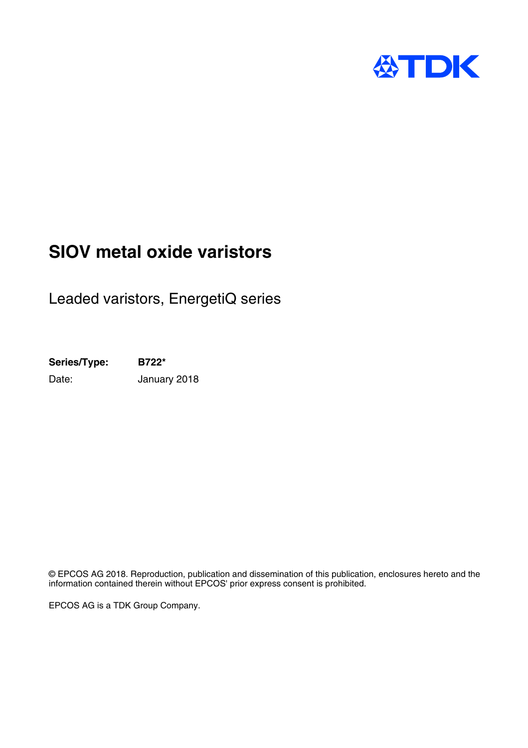# SIOV metal oxide varistors

## Leaded varistors, EnergetiQ series

**Series/Type:** **B722***

Date: January 2018

© EPCOS AG 2018. Reproduction, publication and dissemination of this publication, enclosures hereto and the information contained therein without EPCOS' prior express consent is prohibited.

EPCOS AG is a TDK Group Company.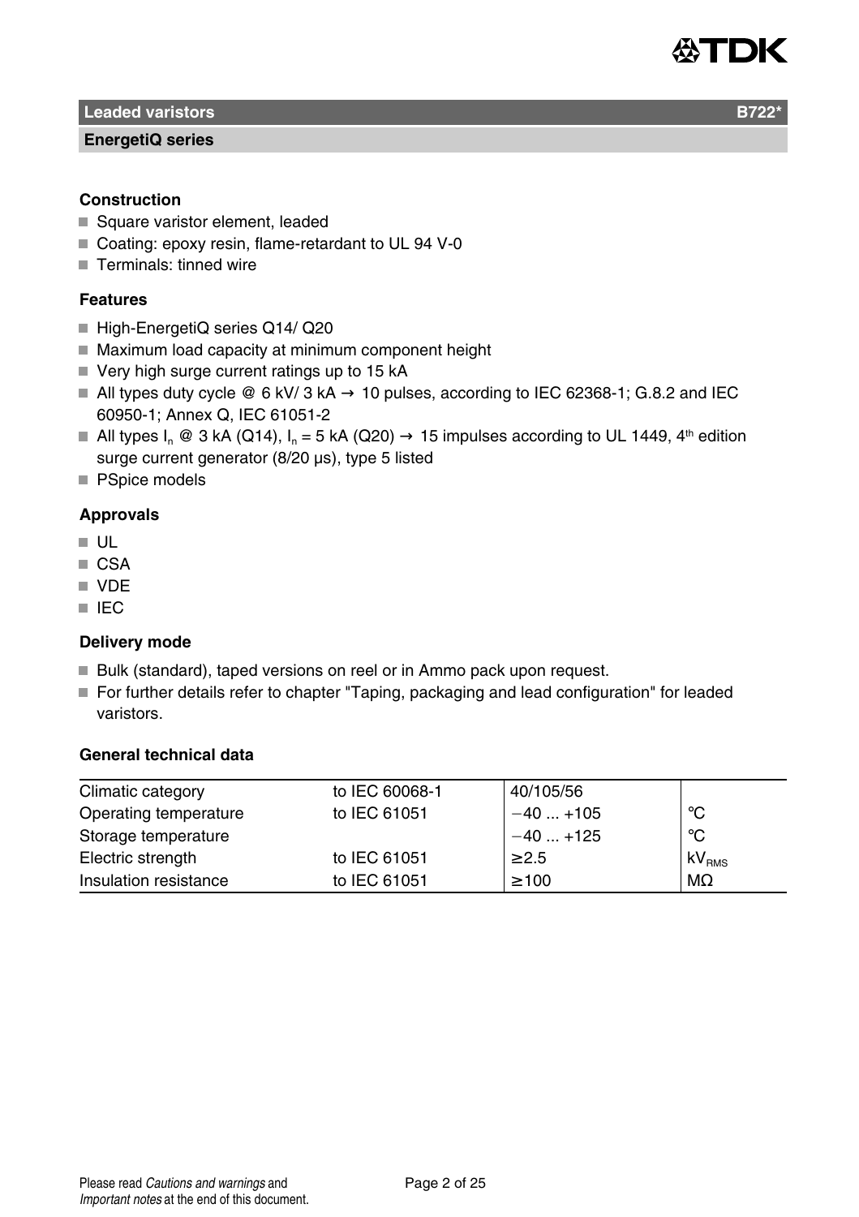## Leaded varistors — B722*

### EnergetiQ series

**Construction**

- Square varistor element, leaded
- Coating: epoxy resin, flame-retardant to UL 94 V-0
- Terminals: tinned wire

**Features**

- High-EnergetiQ series Q14/ Q20
- Maximum load capacity at minimum component height
- Very high surge current ratings up to 15 kA
- All types duty cycle @ 6 kV/ 3 kA → 10 pulses, according to IEC 62368-1; G.8.2 and IEC 60950-1; Annex Q, IEC 61051-2
- All types $I_n$ @ 3 kA (Q14), $I_n$ = 5 kA (Q20) → 15 impulses according to UL 1449, 4th edition surge current generator (8/20 µs), type 5 listed
- PSpice models

**Approvals**

- UL
- CSA
- VDE
- IEC

**Delivery mode**

- Bulk (standard), taped versions on reel or in Ammo pack upon request.
- For further details refer to chapter "Taping, packaging and lead configuration" for leaded varistors.

**General technical data**

| | | | |
|---|---|---|---|
| Climatic category | to IEC 60068-1 | 40/105/56 | |
| Operating temperature | to IEC 61051 | −40 ... +105 | °C |
| Storage temperature | | −40 ... +125 | °C |
| Electric strength | to IEC 61051 | ≥2.5 | $kV_{RMS}$ |
| Insulation resistance | to IEC 61051 | ≥100 | MΩ |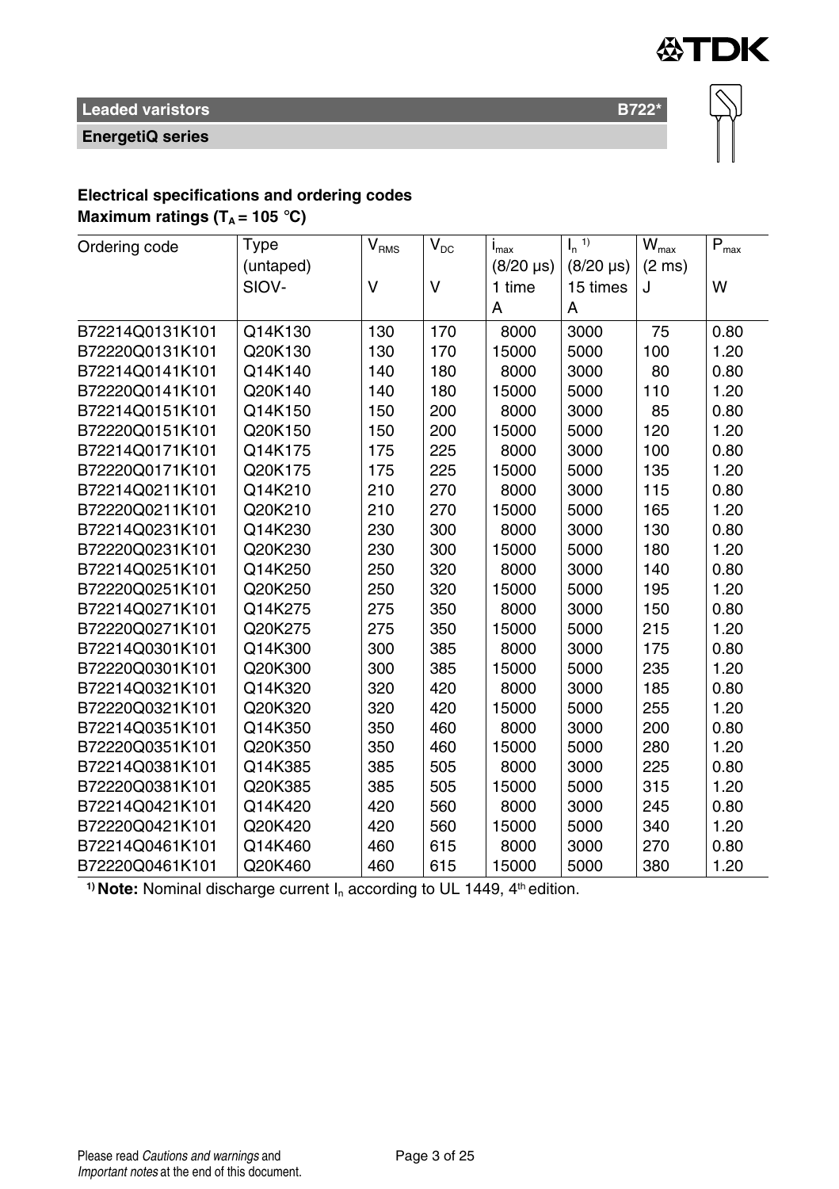**Leaded varistors** **B722***

**EnergetiQ series**

**Electrical specifications and ordering codes**

**Maximum ratings ($T_A$ = 105 °C)**

| Ordering code | Type (untaped) SIOV- | $V_{RMS}$ V | $V_{DC}$ V | $i_{max}$ (8/20 µs) 1 time A | $I_n$ [1] (8/20 µs) 15 times A | $W_{max}$ (2 ms) J | $P_{max}$ W |
|---|---|---|---|---|---|---|---|
| B72214Q0131K101 | Q14K130 | 130 | 170 | 8000 | 3000 | 75 | 0.80 |
| B72220Q0131K101 | Q20K130 | 130 | 170 | 15000 | 5000 | 100 | 1.20 |
| B72214Q0141K101 | Q14K140 | 140 | 180 | 8000 | 3000 | 80 | 0.80 |
| B72220Q0141K101 | Q20K140 | 140 | 180 | 15000 | 5000 | 110 | 1.20 |
| B72214Q0151K101 | Q14K150 | 150 | 200 | 8000 | 3000 | 85 | 0.80 |
| B72220Q0151K101 | Q20K150 | 150 | 200 | 15000 | 5000 | 120 | 1.20 |
| B72214Q0171K101 | Q14K175 | 175 | 225 | 8000 | 3000 | 100 | 0.80 |
| B72220Q0171K101 | Q20K175 | 175 | 225 | 15000 | 5000 | 135 | 1.20 |
| B72214Q0211K101 | Q14K210 | 210 | 270 | 8000 | 3000 | 115 | 0.80 |
| B72220Q0211K101 | Q20K210 | 210 | 270 | 15000 | 5000 | 165 | 1.20 |
| B72214Q0231K101 | Q14K230 | 230 | 300 | 8000 | 3000 | 130 | 0.80 |
| B72220Q0231K101 | Q20K230 | 230 | 300 | 15000 | 5000 | 180 | 1.20 |
| B72214Q0251K101 | Q14K250 | 250 | 320 | 8000 | 3000 | 140 | 0.80 |
| B72220Q0251K101 | Q20K250 | 250 | 320 | 15000 | 5000 | 195 | 1.20 |
| B72214Q0271K101 | Q14K275 | 275 | 350 | 8000 | 3000 | 150 | 0.80 |
| B72220Q0271K101 | Q20K275 | 275 | 350 | 15000 | 5000 | 215 | 1.20 |
| B72214Q0301K101 | Q14K300 | 300 | 385 | 8000 | 3000 | 175 | 0.80 |
| B72220Q0301K101 | Q20K300 | 300 | 385 | 15000 | 5000 | 235 | 1.20 |
| B72214Q0321K101 | Q14K320 | 320 | 420 | 8000 | 3000 | 185 | 0.80 |
| B72220Q0321K101 | Q20K320 | 320 | 420 | 15000 | 5000 | 255 | 1.20 |
| B72214Q0351K101 | Q14K350 | 350 | 460 | 8000 | 3000 | 200 | 0.80 |
| B72220Q0351K101 | Q20K350 | 350 | 460 | 15000 | 5000 | 280 | 1.20 |
| B72214Q0381K101 | Q14K385 | 385 | 505 | 8000 | 3000 | 225 | 0.80 |
| B72220Q0381K101 | Q20K385 | 385 | 505 | 15000 | 5000 | 315 | 1.20 |
| B72214Q0421K101 | Q14K420 | 420 | 560 | 8000 | 3000 | 245 | 0.80 |
| B72220Q0421K101 | Q20K420 | 420 | 560 | 15000 | 5000 | 340 | 1.20 |
| B72214Q0461K101 | Q14K460 | 460 | 615 | 8000 | 3000 | 270 | 0.80 |
| B72220Q0461K101 | Q20K460 | 460 | 615 | 15000 | 5000 | 380 | 1.20 |

[1] **Note:** Nominal discharge current $I_n$ according to UL 1449, 4th edition.

Please read *Cautions and warnings* and *Important notes* at the end of this document.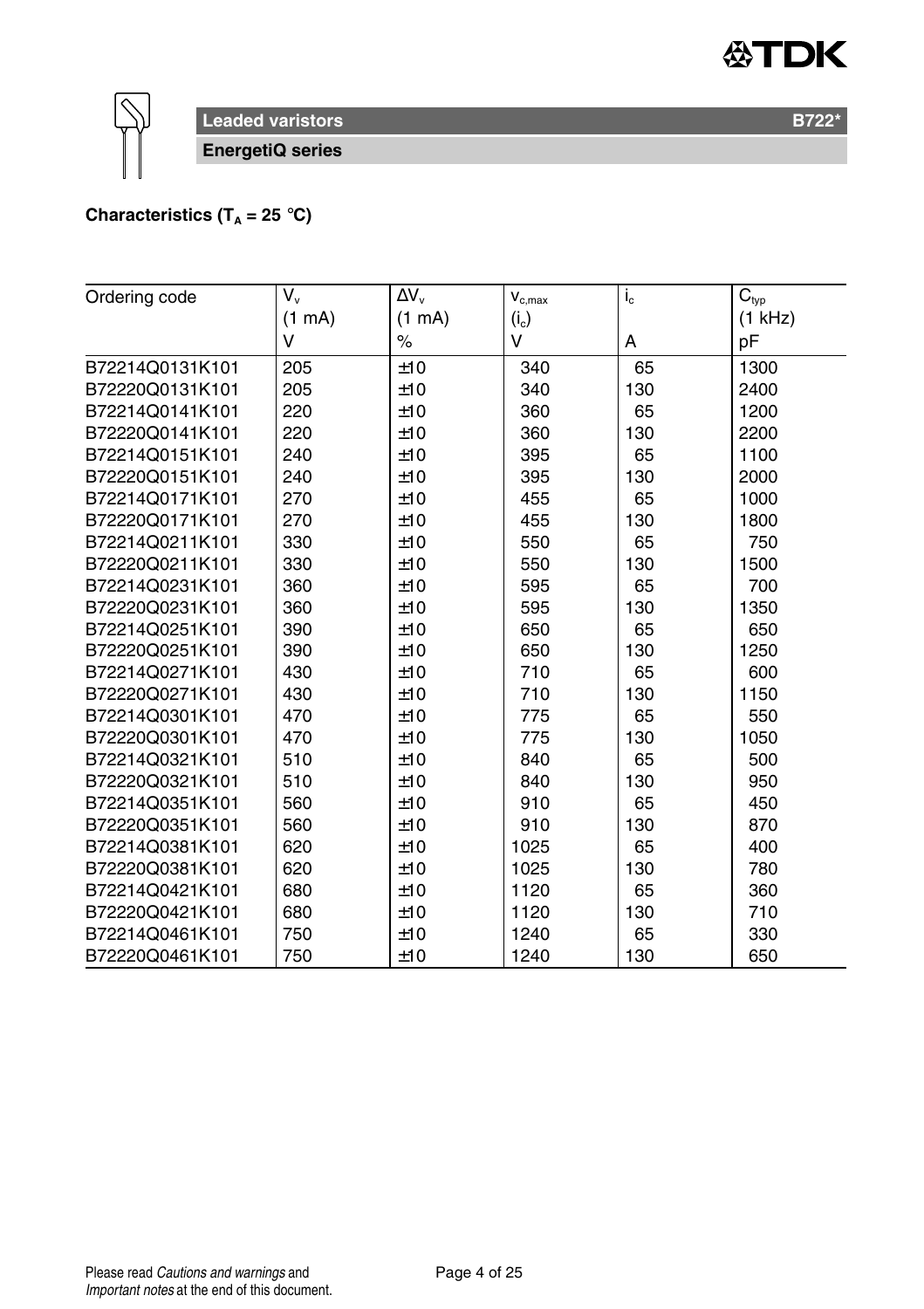**Leaded varistors** **B722***

**EnergetiQ series**

**Characteristics ($T_A$ = 25 °C)**

| Ordering code | $V_v$ (1 mA) V | $\Delta V_v$ (1 mA) % | $v_{c,max}$ ($i_c$) V | $i_c$ A | $C_{typ}$ (1 kHz) pF |
|---|---|---|---|---|---|
| B72214Q0131K101 | 205 | ±10 | 340 | 65 | 1300 |
| B72220Q0131K101 | 205 | ±10 | 340 | 130 | 2400 |
| B72214Q0141K101 | 220 | ±10 | 360 | 65 | 1200 |
| B72220Q0141K101 | 220 | ±10 | 360 | 130 | 2200 |
| B72214Q0151K101 | 240 | ±10 | 395 | 65 | 1100 |
| B72220Q0151K101 | 240 | ±10 | 395 | 130 | 2000 |
| B72214Q0171K101 | 270 | ±10 | 455 | 65 | 1000 |
| B72220Q0171K101 | 270 | ±10 | 455 | 130 | 1800 |
| B72214Q0211K101 | 330 | ±10 | 550 | 65 | 750 |
| B72220Q0211K101 | 330 | ±10 | 550 | 130 | 1500 |
| B72214Q0231K101 | 360 | ±10 | 595 | 65 | 700 |
| B72220Q0231K101 | 360 | ±10 | 595 | 130 | 1350 |
| B72214Q0251K101 | 390 | ±10 | 650 | 65 | 650 |
| B72220Q0251K101 | 390 | ±10 | 650 | 130 | 1250 |
| B72214Q0271K101 | 430 | ±10 | 710 | 65 | 600 |
| B72220Q0271K101 | 430 | ±10 | 710 | 130 | 1150 |
| B72214Q0301K101 | 470 | ±10 | 775 | 65 | 550 |
| B72220Q0301K101 | 470 | ±10 | 775 | 130 | 1050 |
| B72214Q0321K101 | 510 | ±10 | 840 | 65 | 500 |
| B72220Q0321K101 | 510 | ±10 | 840 | 130 | 950 |
| B72214Q0351K101 | 560 | ±10 | 910 | 65 | 450 |
| B72220Q0351K101 | 560 | ±10 | 910 | 130 | 870 |
| B72214Q0381K101 | 620 | ±10 | 1025 | 65 | 400 |
| B72220Q0381K101 | 620 | ±10 | 1025 | 130 | 780 |
| B72214Q0421K101 | 680 | ±10 | 1120 | 65 | 360 |
| B72220Q0421K101 | 680 | ±10 | 1120 | 130 | 710 |
| B72214Q0461K101 | 750 | ±10 | 1240 | 65 | 330 |
| B72220Q0461K101 | 750 | ±10 | 1240 | 130 | 650 |

Please read *Cautions and warnings* and *Important notes* at the end of this document.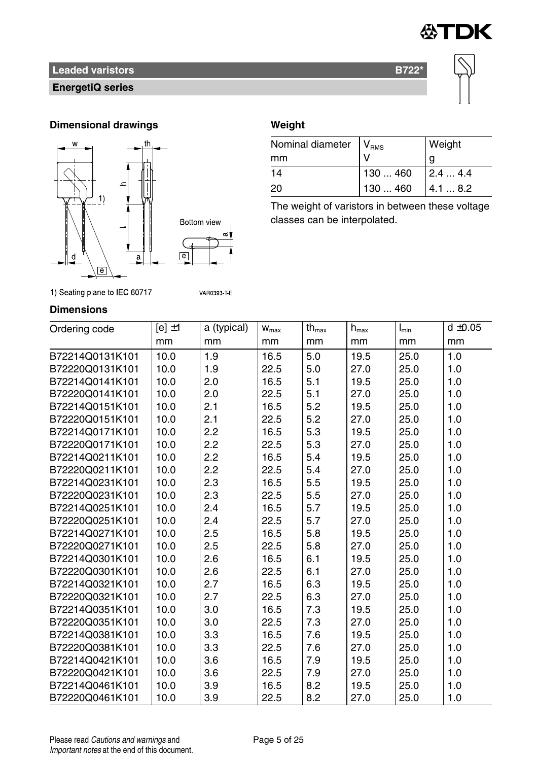**Leaded varistors** **B722***

**EnergetiQ series**

## Dimensional drawings

1) Seating plane to IEC 60717

VAR0393-T-E

## Weight

| Nominal diameter mm | $V_{RMS}$ V | Weight g |
|---|---|---|
| 14 | 130 ... 460 | 2.4 ... 4.4 |
| 20 | 130 ... 460 | 4.1 ... 8.2 |

The weight of varistors in between these voltage classes can be interpolated.

## Dimensions

| Ordering code | [e] ±1 mm | a (typical) mm | $w_{max}$ mm | $th_{max}$ mm | $h_{max}$ mm | $l_{min}$ mm | d ±0.05 mm |
|---|---|---|---|---|---|---|---|
| B72214Q0131K101 | 10.0 | 1.9 | 16.5 | 5.0 | 19.5 | 25.0 | 1.0 |
| B72220Q0131K101 | 10.0 | 1.9 | 22.5 | 5.0 | 27.0 | 25.0 | 1.0 |
| B72214Q0141K101 | 10.0 | 2.0 | 16.5 | 5.1 | 19.5 | 25.0 | 1.0 |
| B72220Q0141K101 | 10.0 | 2.0 | 22.5 | 5.1 | 27.0 | 25.0 | 1.0 |
| B72214Q0151K101 | 10.0 | 2.1 | 16.5 | 5.2 | 19.5 | 25.0 | 1.0 |
| B72220Q0151K101 | 10.0 | 2.1 | 22.5 | 5.2 | 27.0 | 25.0 | 1.0 |
| B72214Q0171K101 | 10.0 | 2.2 | 16.5 | 5.3 | 19.5 | 25.0 | 1.0 |
| B72220Q0171K101 | 10.0 | 2.2 | 22.5 | 5.3 | 27.0 | 25.0 | 1.0 |
| B72214Q0211K101 | 10.0 | 2.2 | 16.5 | 5.4 | 19.5 | 25.0 | 1.0 |
| B72220Q0211K101 | 10.0 | 2.2 | 22.5 | 5.4 | 27.0 | 25.0 | 1.0 |
| B72214Q0231K101 | 10.0 | 2.3 | 16.5 | 5.5 | 19.5 | 25.0 | 1.0 |
| B72220Q0231K101 | 10.0 | 2.3 | 22.5 | 5.5 | 27.0 | 25.0 | 1.0 |
| B72214Q0251K101 | 10.0 | 2.4 | 16.5 | 5.7 | 19.5 | 25.0 | 1.0 |
| B72220Q0251K101 | 10.0 | 2.4 | 22.5 | 5.7 | 27.0 | 25.0 | 1.0 |
| B72214Q0271K101 | 10.0 | 2.5 | 16.5 | 5.8 | 19.5 | 25.0 | 1.0 |
| B72220Q0271K101 | 10.0 | 2.5 | 22.5 | 5.8 | 27.0 | 25.0 | 1.0 |
| B72214Q0301K101 | 10.0 | 2.6 | 16.5 | 6.1 | 19.5 | 25.0 | 1.0 |
| B72220Q0301K101 | 10.0 | 2.6 | 22.5 | 6.1 | 27.0 | 25.0 | 1.0 |
| B72214Q0321K101 | 10.0 | 2.7 | 16.5 | 6.3 | 19.5 | 25.0 | 1.0 |
| B72220Q0321K101 | 10.0 | 2.7 | 22.5 | 6.3 | 27.0 | 25.0 | 1.0 |
| B72214Q0351K101 | 10.0 | 3.0 | 16.5 | 7.3 | 19.5 | 25.0 | 1.0 |
| B72220Q0351K101 | 10.0 | 3.0 | 22.5 | 7.3 | 27.0 | 25.0 | 1.0 |
| B72214Q0381K101 | 10.0 | 3.3 | 16.5 | 7.6 | 19.5 | 25.0 | 1.0 |
| B72220Q0381K101 | 10.0 | 3.3 | 22.5 | 7.6 | 27.0 | 25.0 | 1.0 |
| B72214Q0421K101 | 10.0 | 3.6 | 16.5 | 7.9 | 19.5 | 25.0 | 1.0 |
| B72220Q0421K101 | 10.0 | 3.6 | 22.5 | 7.9 | 27.0 | 25.0 | 1.0 |
| B72214Q0461K101 | 10.0 | 3.9 | 16.5 | 8.2 | 19.5 | 25.0 | 1.0 |
| B72220Q0461K101 | 10.0 | 3.9 | 22.5 | 8.2 | 27.0 | 25.0 | 1.0 |

Please read *Cautions and warnings* and *Important notes* at the end of this document.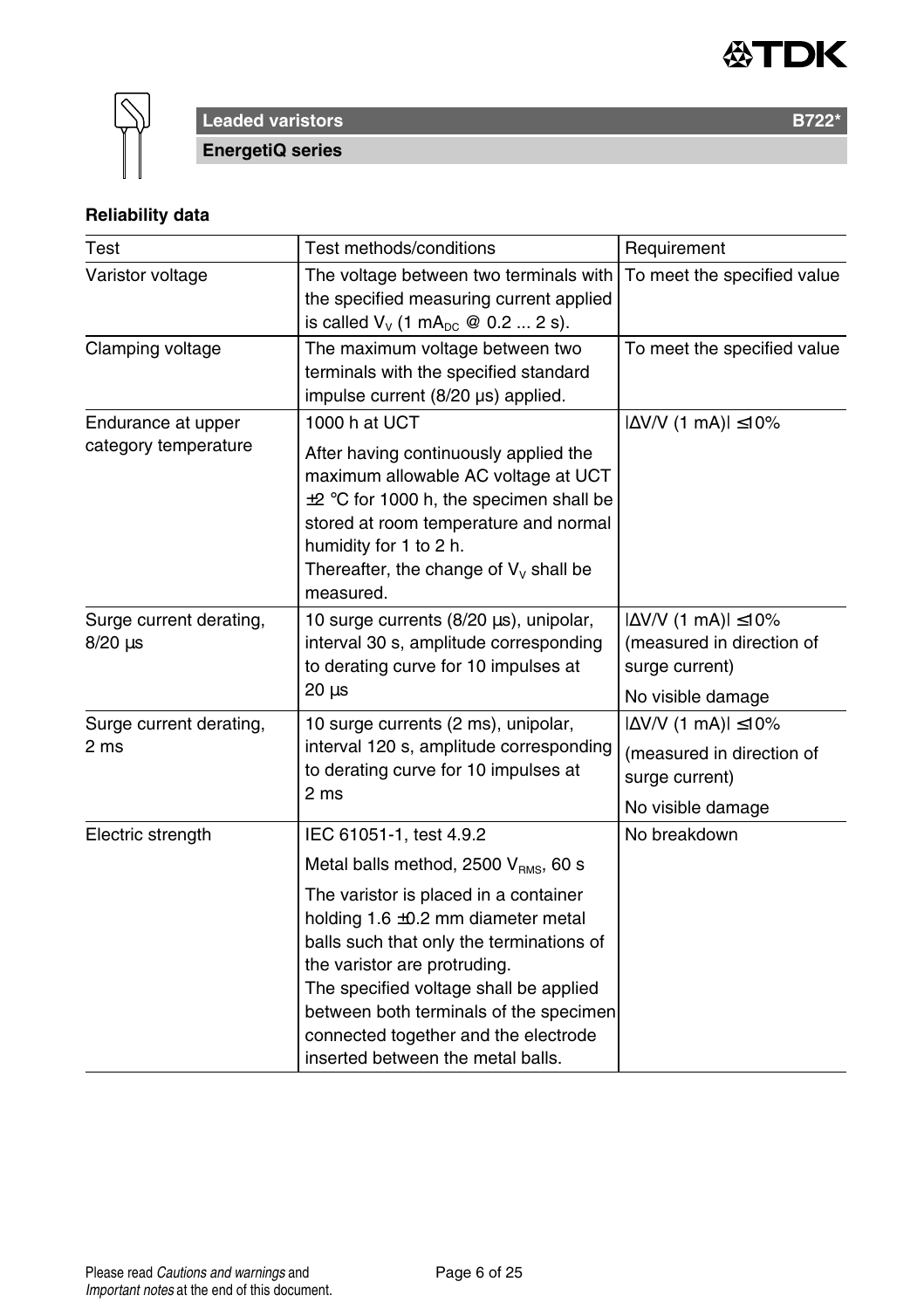### Reliability data

| Test | Test methods/conditions | Requirement |
|---|---|---|
| Varistor voltage | The voltage between two terminals with the specified measuring current applied is called $V_V$ (1 $mA_{DC}$ @ 0.2 ... 2 s). | To meet the specified value |
| Clamping voltage | The maximum voltage between two terminals with the specified standard impulse current (8/20 µs) applied. | To meet the specified value |
| Endurance at upper category temperature | 1000 h at UCT<br><br>After having continuously applied the maximum allowable AC voltage at UCT ±2 °C for 1000 h, the specimen shall be stored at room temperature and normal humidity for 1 to 2 h.<br>Thereafter, the change of $V_V$ shall be measured. | $\lvert\Delta V/V$ (1 mA)$\rvert \leq 10\%$ |
| Surge current derating, 8/20 µs | 10 surge currents (8/20 µs), unipolar, interval 30 s, amplitude corresponding to derating curve for 10 impulses at 20 µs | $\lvert\Delta V/V$ (1 mA)$\rvert \leq 10\%$ (measured in direction of surge current)<br><br>No visible damage |
| Surge current derating, 2 ms | 10 surge currents (2 ms), unipolar, interval 120 s, amplitude corresponding to derating curve for 10 impulses at 2 ms | $\lvert\Delta V/V$ (1 mA)$\rvert \leq 10\%$<br><br>(measured in direction of surge current)<br><br>No visible damage |
| Electric strength | IEC 61051-1, test 4.9.2<br><br>Metal balls method, 2500 $V_{RMS}$, 60 s<br><br>The varistor is placed in a container holding 1.6 ±0.2 mm diameter metal balls such that only the terminations of the varistor are protruding.<br>The specified voltage shall be applied between both terminals of the specimen connected together and the electrode inserted between the metal balls. | No breakdown |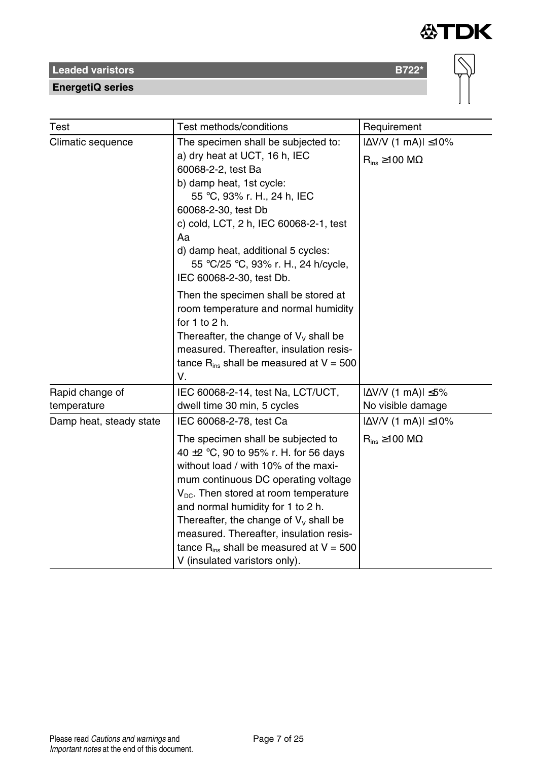| Test | Test methods/conditions | Requirement |
|---|---|---|
| Climatic sequence | The specimen shall be subjected to:<br>a) dry heat at UCT, 16 h, IEC 60068-2-2, test Ba<br>b) damp heat, 1st cycle:<br>55 °C, 93% r. H., 24 h, IEC 60068-2-30, test Db<br>c) cold, LCT, 2 h, IEC 60068-2-1, test Aa<br>d) damp heat, additional 5 cycles:<br>55 °C/25 °C, 93% r. H., 24 h/cycle, IEC 60068-2-30, test Db.<br><br>Then the specimen shall be stored at room temperature and normal humidity for 1 to 2 h.<br>Thereafter, the change of $V_V$ shall be measured. Thereafter, insulation resistance $R_{ins}$ shall be measured at V = 500 V. | $\lvert\Delta V/V$ (1 mA)$\rvert \leq 10\%$<br>$R_{ins} \geq 100$ MΩ |
| Rapid change of temperature | IEC 60068-2-14, test Na, LCT/UCT, dwell time 30 min, 5 cycles | $\lvert\Delta V/V$ (1 mA)$\rvert \leq 5\%$<br>No visible damage |
| Damp heat, steady state | IEC 60068-2-78, test Ca<br><br>The specimen shall be subjected to 40 ±2 °C, 90 to 95% r. H. for 56 days without load / with 10% of the maximum continuous DC operating voltage $V_{DC}$. Then stored at room temperature and normal humidity for 1 to 2 h.<br>Thereafter, the change of $V_V$ shall be measured. Thereafter, insulation resistance $R_{ins}$ shall be measured at V = 500 V (insulated varistors only). | $\lvert\Delta V/V$ (1 mA)$\rvert \leq 10\%$<br>$R_{ins} \geq 100$ MΩ |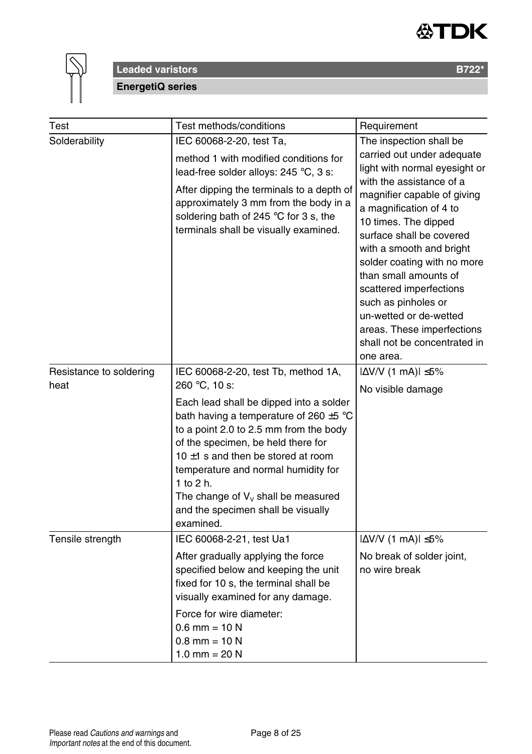| Test | Test methods/conditions | Requirement |
|---|---|---|
| Solderability | IEC 60068-2-20, test Ta,<br>method 1 with modified conditions for lead-free solder alloys: 245 °C, 3 s:<br>After dipping the terminals to a depth of approximately 3 mm from the body in a soldering bath of 245 °C for 3 s, the terminals shall be visually examined. | The inspection shall be carried out under adequate light with normal eyesight or with the assistance of a magnifier capable of giving a magnification of 4 to 10 times. The dipped surface shall be covered with a smooth and bright solder coating with no more than small amounts of scattered imperfections such as pinholes or un-wetted or de-wetted areas. These imperfections shall not be concentrated in one area. |
| Resistance to soldering heat | IEC 60068-2-20, test Tb, method 1A, 260 °C, 10 s:<br>Each lead shall be dipped into a solder bath having a temperature of 260 ±5 °C to a point 2.0 to 2.5 mm from the body of the specimen, be held there for 10 ±1 s and then be stored at room temperature and normal humidity for 1 to 2 h.<br>The change of $V_V$ shall be measured and the specimen shall be visually examined. | $\|\Delta V/V$ (1 mA)$\| \leq 5\%$<br>No visible damage |
| Tensile strength | IEC 60068-2-21, test Ua1<br>After gradually applying the force specified below and keeping the unit fixed for 10 s, the terminal shall be visually examined for any damage.<br>Force for wire diameter:<br>0.6 mm = 10 N<br>0.8 mm = 10 N<br>1.0 mm = 20 N | $\|\Delta V/V$ (1 mA)$\| \leq 5\%$<br>No break of solder joint, no wire break |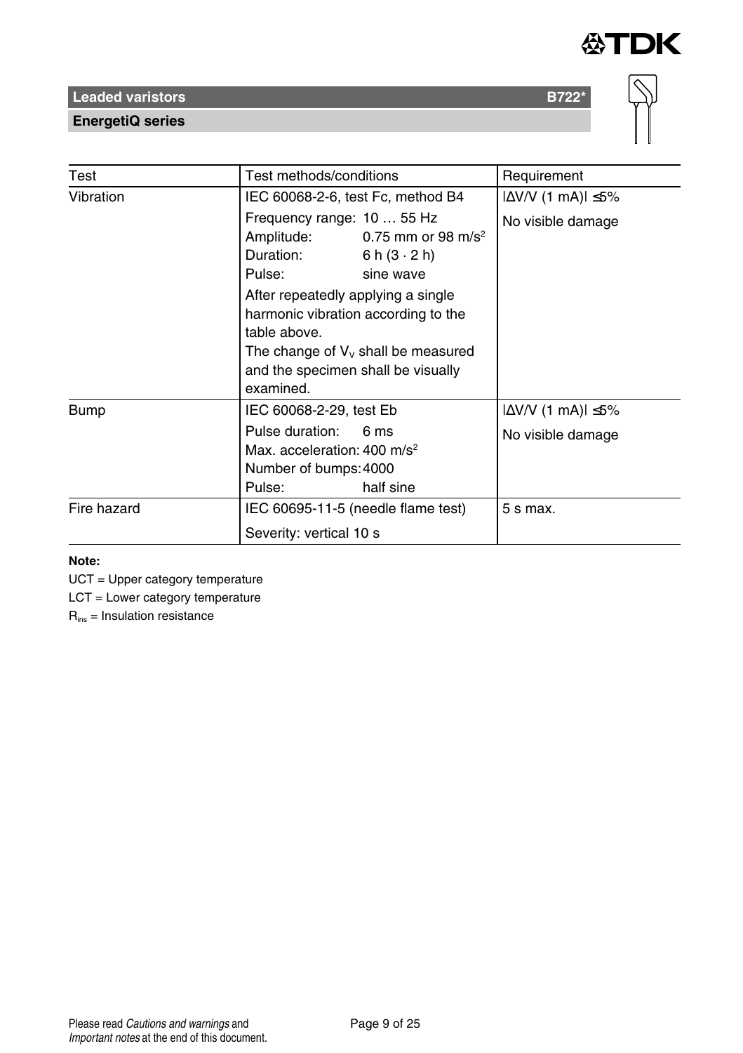| Test | Test methods/conditions | Requirement |
|---|---|---|
| Vibration | IEC 60068-2-6, test Fc, method B4<br>Frequency range: 10 … 55 Hz<br>Amplitude: 0.75 mm or 98 $m/s^2$<br>Duration: 6 h (3 · 2 h)<br>Pulse: sine wave<br>After repeatedly applying a single harmonic vibration according to the table above.<br>The change of $V_V$ shall be measured and the specimen shall be visually examined. | $\lvert \Delta V/V \text{ (1 mA)} \rvert \leq 5\%$<br>No visible damage |
| Bump | IEC 60068-2-29, test Eb<br>Pulse duration: 6 ms<br>Max. acceleration: 400 $m/s^2$<br>Number of bumps: 4000<br>Pulse: half sine | $\lvert \Delta V/V \text{ (1 mA)} \rvert \leq 5\%$<br>No visible damage |
| Fire hazard | IEC 60695-11-5 (needle flame test)<br>Severity: vertical 10 s | 5 s max. |

**Note:**

UCT = Upper category temperature

LCT = Lower category temperature

$R_{ins}$ = Insulation resistance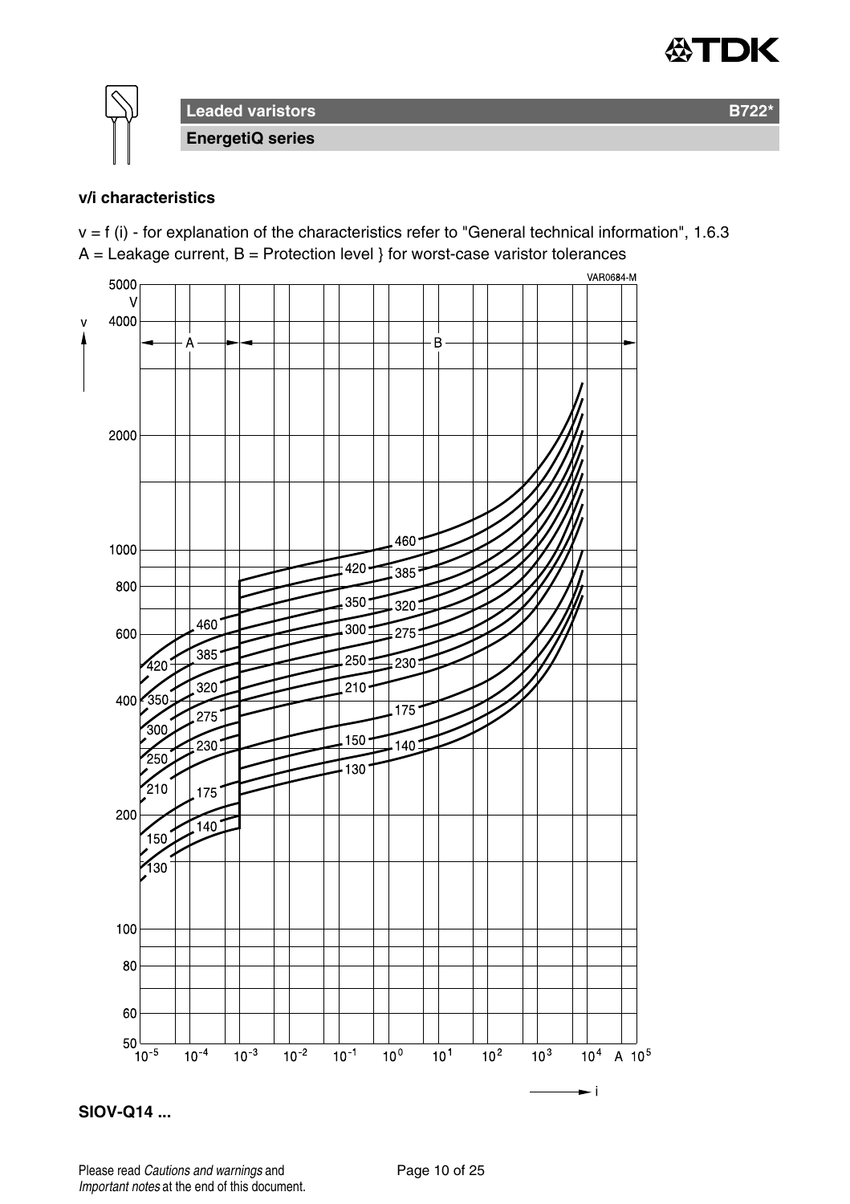**Leaded varistors** **B722***

**EnergetiQ series**

**v/i characteristics**

v = f (i) - for explanation of the characteristics refer to "General technical information", 1.6.3
A = Leakage current, B = Protection level } for worst-case varistor tolerances

**SIOV-Q14 ...**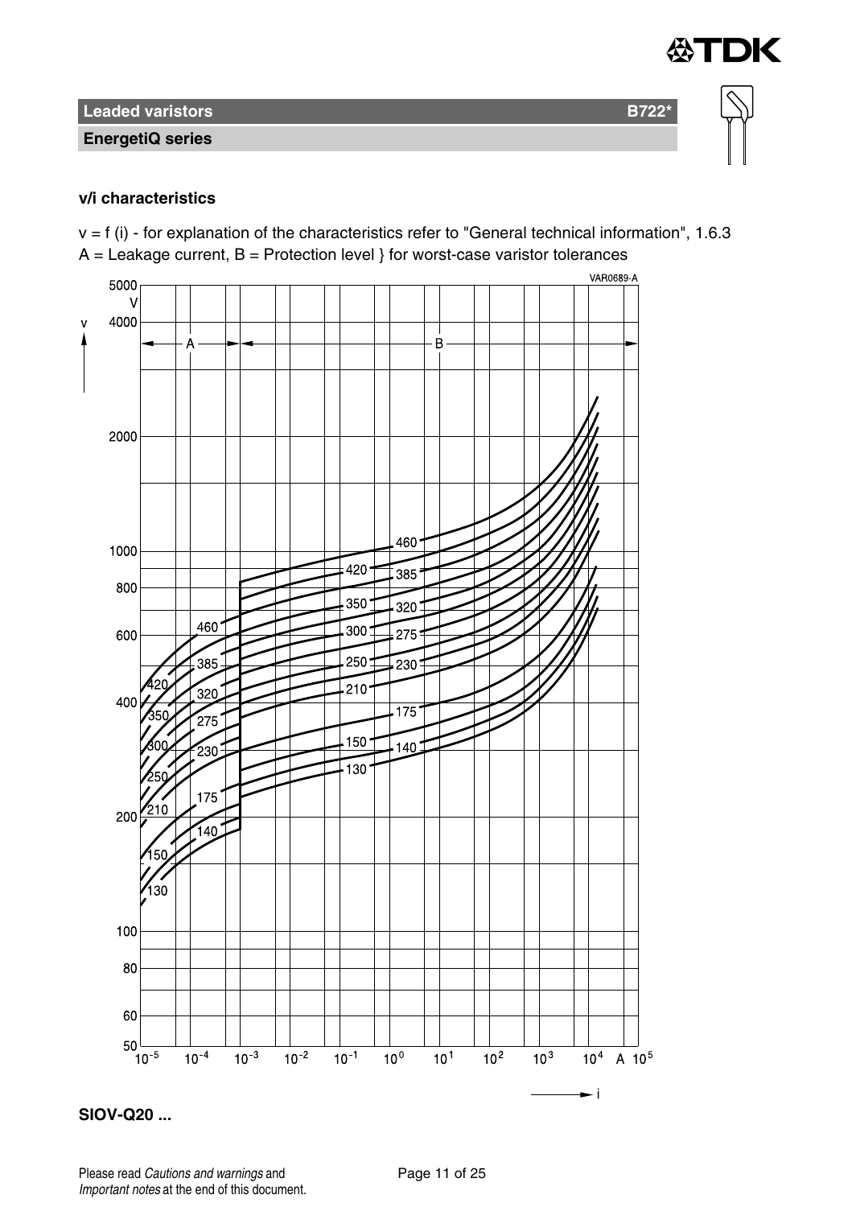### v/i characteristics

v = f (i) - for explanation of the characteristics refer to "General technical information", 1.6.3
A = Leakage current, B = Protection level } for worst-case varistor tolerances

**SIOV-Q20 ...**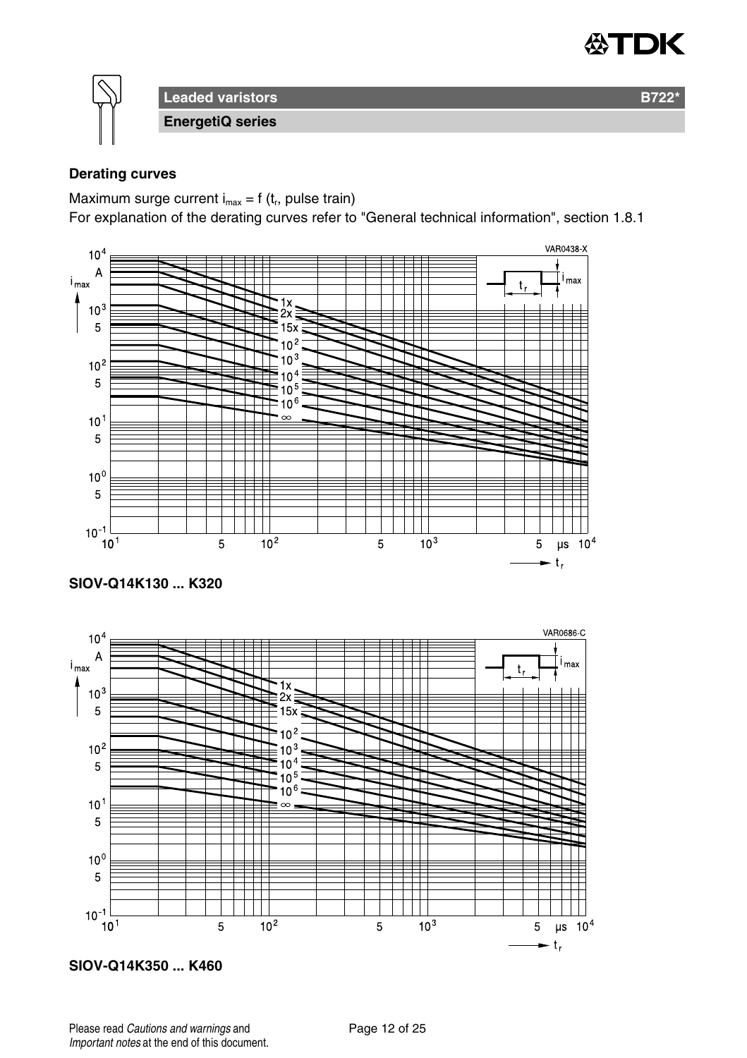## Derating curves

Maximum surge current $i_{max} = f(t_r, \text{pulse train})$

For explanation of the derating curves refer to "General technical information", section 1.8.1

**SIOV-Q14K130 ... K320**

**SIOV-Q14K350 ... K460**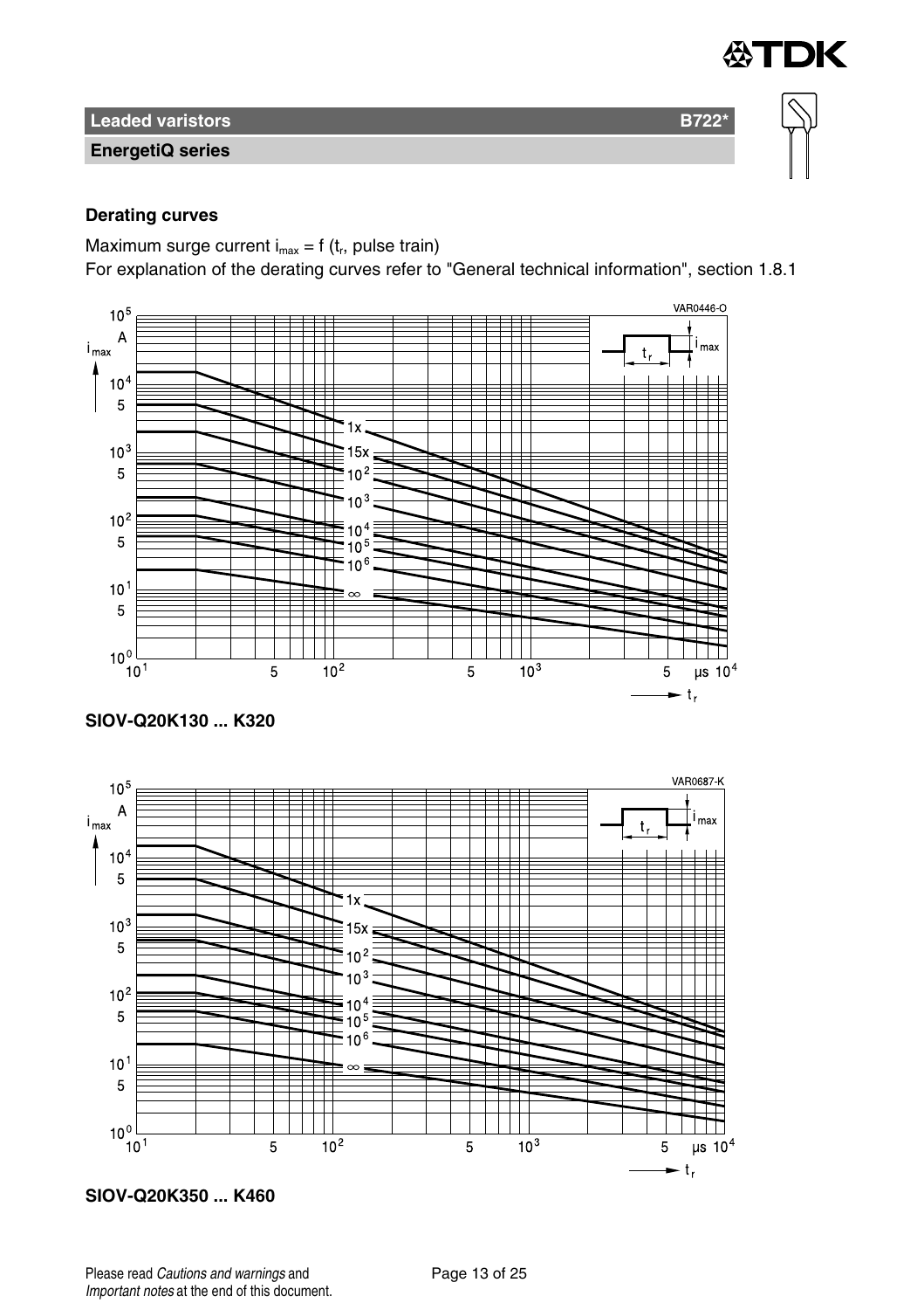# Leaded varistors B722*

## EnergetiQ series

### Derating curves

Maximum surge current $i_{max} = f(t_r$, pulse train)

For explanation of the derating curves refer to "General technical information", section 1.8.1

**SIOV-Q20K130 ... K320**

**SIOV-Q20K350 ... K460**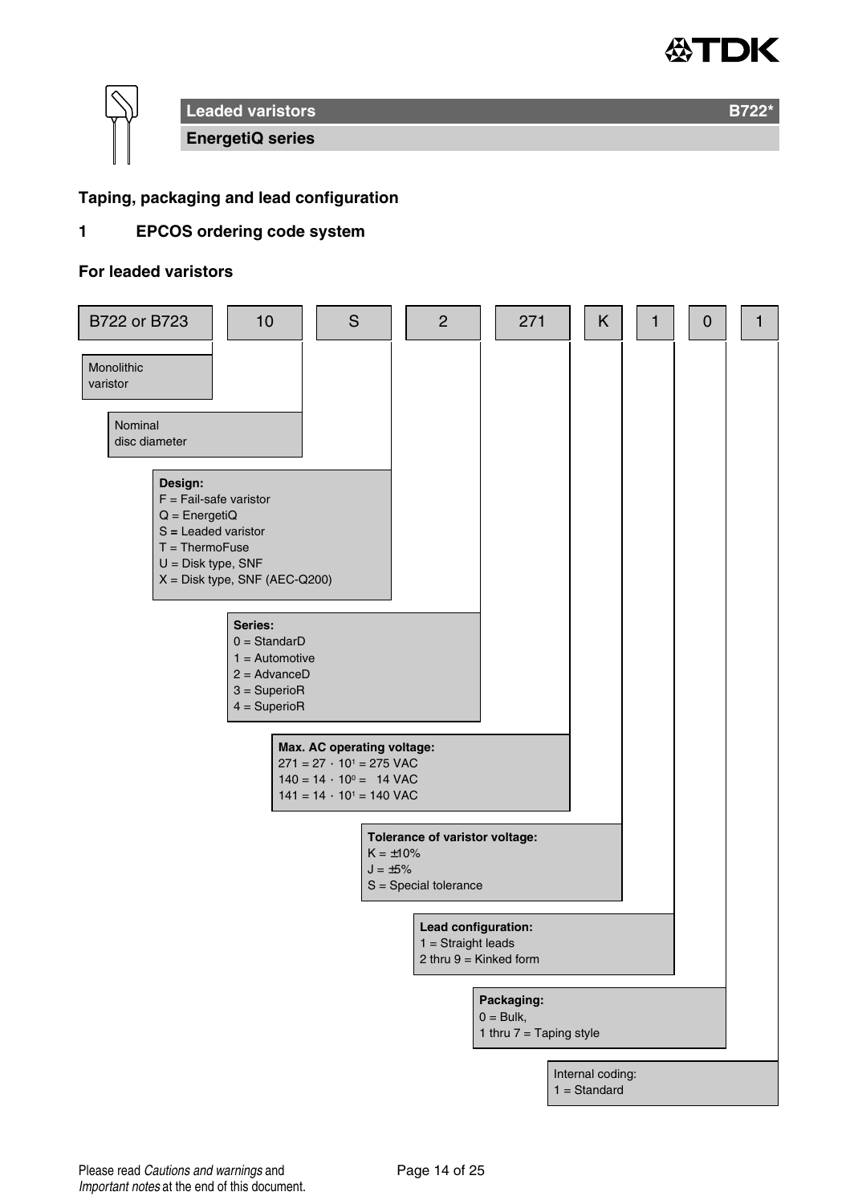## Leaded varistors — B722*

### EnergetiQ series

### Taping, packaging and lead configuration

### 1 EPCOS ordering code system

**For leaded varistors**

| B722 or B723 | 10 | S | 2 | 271 | K | 1 | 0 | 1 |
|---|---|---|---|---|---|---|---|---|

- **B722 or B723**: Monolithic varistor
- **10**: Nominal disc diameter
- **S** — **Design:**
  - F = Fail-safe varistor
  - Q = EnergetiQ
  - S = Leaded varistor
  - T = ThermoFuse
  - U = Disk type, SNF
  - X = Disk type, SNF (AEC-Q200)
- **2** — **Series:**
  - 0 = StandarD
  - 1 = Automotive
  - 2 = AdvanceD
  - 3 = SuperioR
  - 4 = SuperioR
- **271** — **Max. AC operating voltage:**
  - 271 = $27 \cdot 10^1$ = 275 VAC
  - 140 = $14 \cdot 10^0$ = 14 VAC
  - 141 = $14 \cdot 10^1$ = 140 VAC
- **K** — **Tolerance of varistor voltage:**
  - K = ±10%
  - J = ±5%
  - S = Special tolerance
- **1** — **Lead configuration:**
  - 1 = Straight leads
  - 2 thru 9 = Kinked form
- **0** — **Packaging:**
  - 0 = Bulk,
  - 1 thru 7 = Taping style
- **1** — Internal coding:
  - 1 = Standard

Please read *Cautions and warnings* and *Important notes* at the end of this document.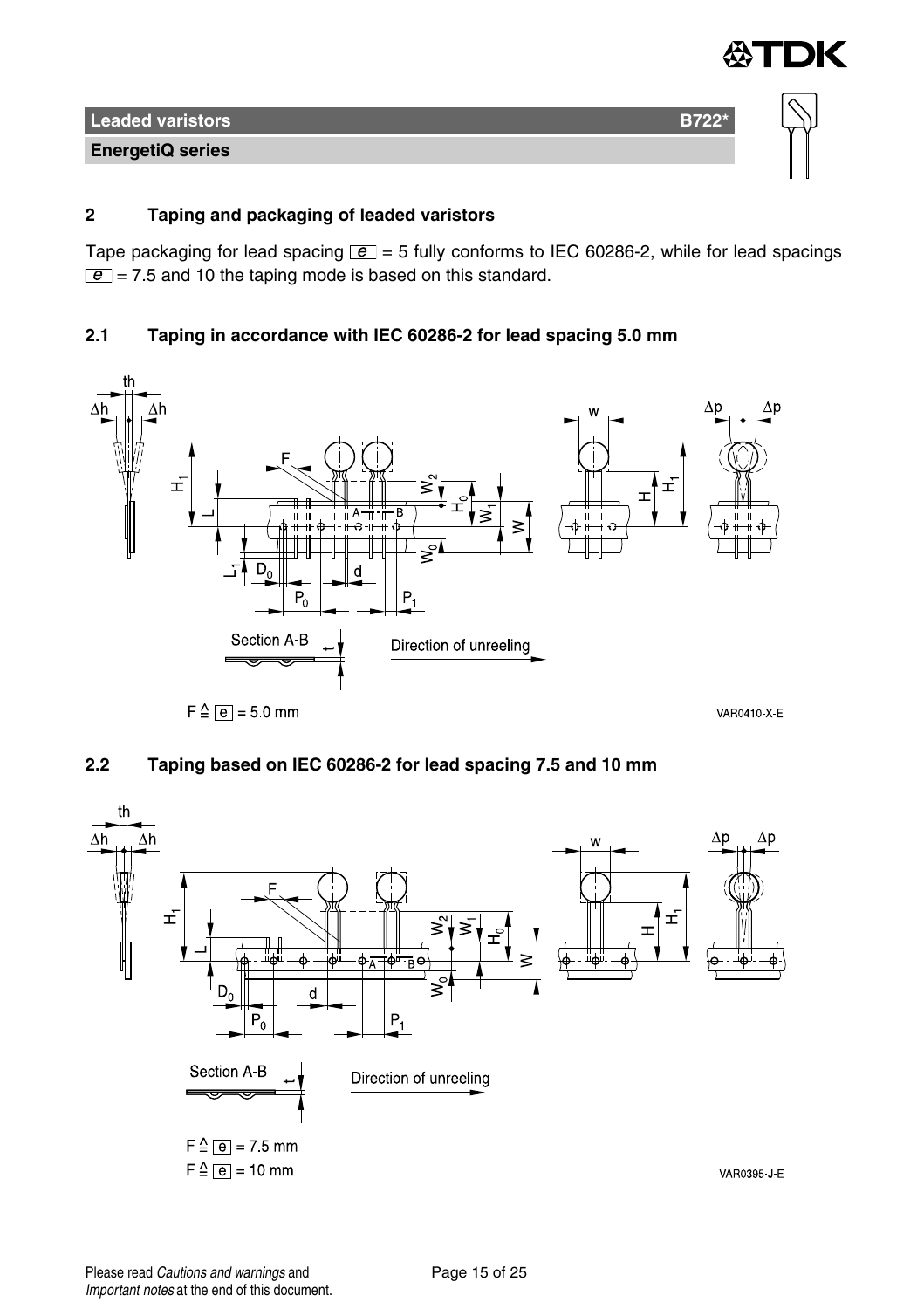## 2 Taping and packaging of leaded varistors

Tape packaging for lead spacing e = 5 fully conforms to IEC 60286-2, while for lead spacings e = 7.5 and 10 the taping mode is based on this standard.

### 2.1 Taping in accordance with IEC 60286-2 for lead spacing 5.0 mm

F ≙ e = 5.0 mm

VAR0410-X-E

### 2.2 Taping based on IEC 60286-2 for lead spacing 7.5 and 10 mm

F ≙ e = 7.5 mm
F ≙ e = 10 mm

VAR0395-J-E

Please read *Cautions and warnings* and *Important notes* at the end of this document.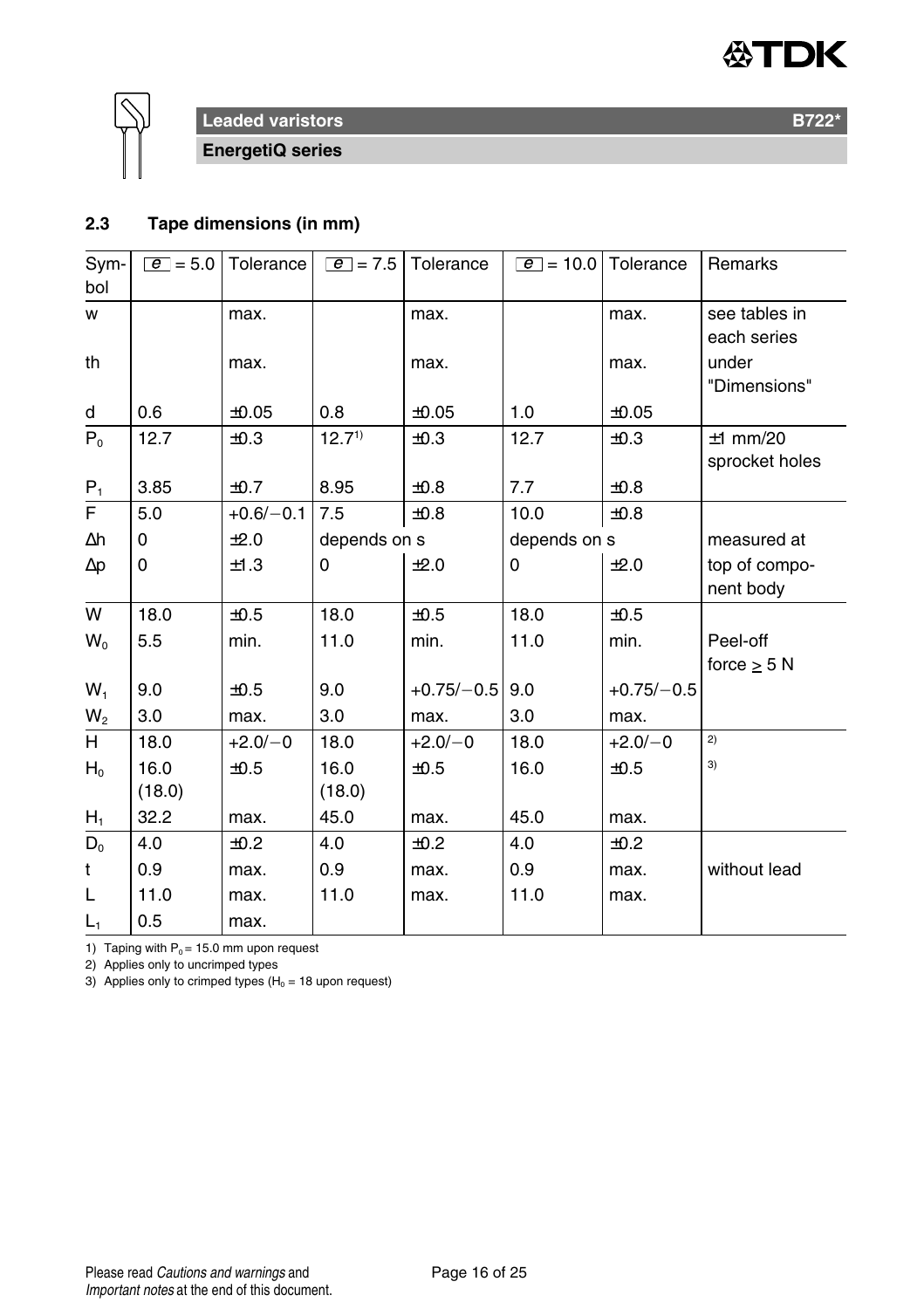## 2.3 Tape dimensions (in mm)

| Symbol | e = 5.0 | Tolerance | e = 7.5 | Tolerance | e = 10.0 | Tolerance | Remarks |
|---|---|---|---|---|---|---|---|
| w | | max. | | max. | | max. | see tables in each series |
| th | | max. | | max. | | max. | under "Dimensions" |
| d | 0.6 | ±0.05 | 0.8 | ±0.05 | 1.0 | ±0.05 | |
| $P_0$ | 12.7 | ±0.3 | 12.7[1] | ±0.3 | 12.7 | ±0.3 | ±1 mm/20 sprocket holes |
| $P_1$ | 3.85 | ±0.7 | 8.95 | ±0.8 | 7.7 | ±0.8 | |
| F | 5.0 | +0.6/−0.1 | 7.5 | ±0.8 | 10.0 | ±0.8 | |
| Δh | 0 | ±2.0 | depends on s | | depends on s | | measured at |
| Δp | 0 | ±1.3 | 0 | ±2.0 | 0 | ±2.0 | top of component body |
| W | 18.0 | ±0.5 | 18.0 | ±0.5 | 18.0 | ±0.5 | |
| $W_0$ | 5.5 | min. | 11.0 | min. | 11.0 | min. | Peel-off force ≥ 5 N |
| $W_1$ | 9.0 | ±0.5 | 9.0 | +0.75/−0.5 | 9.0 | +0.75/−0.5 | |
| $W_2$ | 3.0 | max. | 3.0 | max. | 3.0 | max. | |
| H | 18.0 | +2.0/−0 | 18.0 | +2.0/−0 | 18.0 | +2.0/−0 | [2] |
| $H_0$ | 16.0 (18.0) | ±0.5 | 16.0 (18.0) | ±0.5 | 16.0 | ±0.5 | [3] |
| $H_1$ | 32.2 | max. | 45.0 | max. | 45.0 | max. | |
| $D_0$ | 4.0 | ±0.2 | 4.0 | ±0.2 | 4.0 | ±0.2 | |
| t | 0.9 | max. | 0.9 | max. | 0.9 | max. | without lead |
| L | 11.0 | max. | 11.0 | max. | 11.0 | max. | |
| $L_1$ | 0.5 | max. | | | | | |

1) Taping with $P_0$ = 15.0 mm upon request

2) Applies only to uncrimped types

3) Applies only to crimped types ($H_0$ = 18 upon request)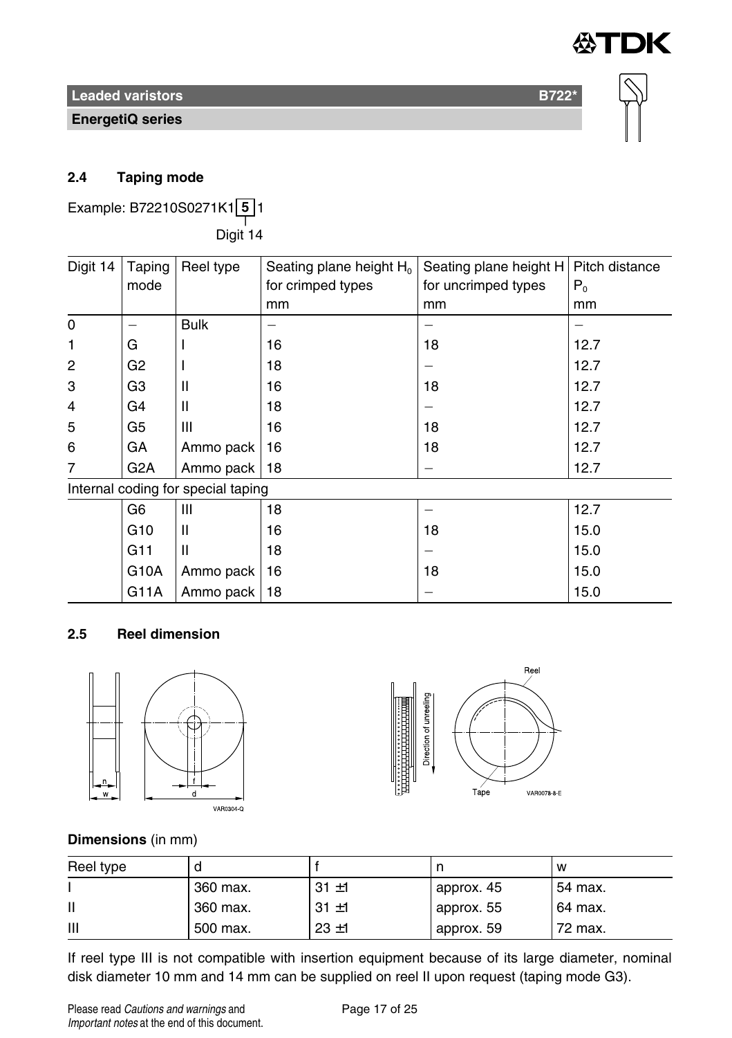### 2.4 Taping mode

Example: B72210S0271K1 **5** 1

Digit 14

| Digit 14 | Taping mode | Reel type | Seating plane height $H_0$ for crimped types mm | Seating plane height H for uncrimped types mm | Pitch distance $P_0$ mm |
|---|---|---|---|---|---|
| 0 | – | Bulk | – | – | – |
| 1 | G | I | 16 | 18 | 12.7 |
| 2 | G2 | I | 18 | – | 12.7 |
| 3 | G3 | II | 16 | 18 | 12.7 |
| 4 | G4 | II | 18 | – | 12.7 |
| 5 | G5 | III | 16 | 18 | 12.7 |
| 6 | GA | Ammo pack | 16 | 18 | 12.7 |
| 7 | G2A | Ammo pack | 18 | – | 12.7 |
| Internal coding for special taping | | | | | |
| | G6 | III | 18 | – | 12.7 |
| | G10 | II | 16 | 18 | 15.0 |
| | G11 | II | 18 | – | 15.0 |
| | G10A | Ammo pack | 16 | 18 | 15.0 |
| | G11A | Ammo pack | 18 | – | 15.0 |

### 2.5 Reel dimension

**Dimensions** (in mm)

| Reel type | d | f | n | w |
|---|---|---|---|---|
| I | 360 max. | 31 ±1 | approx. 45 | 54 max. |
| II | 360 max. | 31 ±1 | approx. 55 | 64 max. |
| III | 500 max. | 23 ±1 | approx. 59 | 72 max. |

If reel type III is not compatible with insertion equipment because of its large diameter, nominal disk diameter 10 mm and 14 mm can be supplied on reel II upon request (taping mode G3).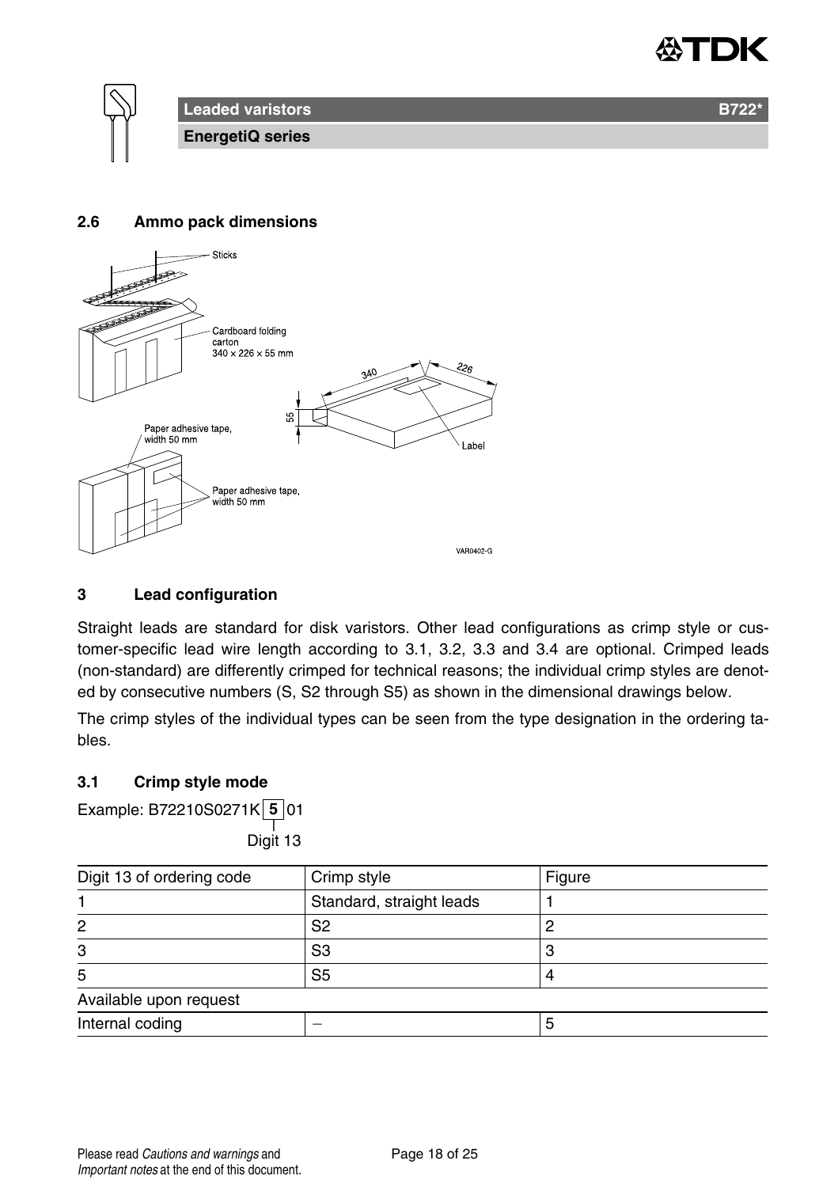## 2.6 Ammo pack dimensions

## 3 Lead configuration

Straight leads are standard for disk varistors. Other lead configurations as crimp style or customer-specific lead wire length according to 3.1, 3.2, 3.3 and 3.4 are optional. Crimped leads (non-standard) are differently crimped for technical reasons; the individual crimp styles are denoted by consecutive numbers (S, S2 through S5) as shown in the dimensional drawings below.

The crimp styles of the individual types can be seen from the type designation in the ordering tables.

### 3.1 Crimp style mode

Example: B72210S0271K **5** 01

Digit 13

| Digit 13 of ordering code | Crimp style | Figure |
|---|---|---|
| 1 | Standard, straight leads | 1 |
| 2 | S2 | 2 |
| 3 | S3 | 3 |
| 5 | S5 | 4 |
| Available upon request | | |
| Internal coding | – | 5 |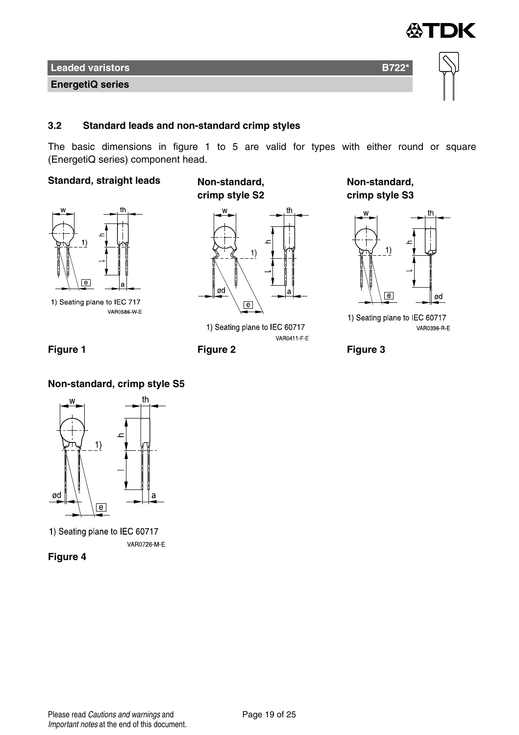### 3.2 Standard leads and non-standard crimp styles

The basic dimensions in figure 1 to 5 are valid for types with either round or square (EnergetiQ series) component head.

**Standard, straight leads**

1) Seating plane to IEC 717

VAR0586-W-E

**Figure 1**

**Non-standard, crimp style S2**

1) Seating plane to IEC 60717

VAR0411-F-E

**Figure 2**

**Non-standard, crimp style S3**

1) Seating plane to IEC 60717

VAR0396-R-E

**Figure 3**

**Non-standard, crimp style S5**

1) Seating plane to IEC 60717

VAR0726-M-E

**Figure 4**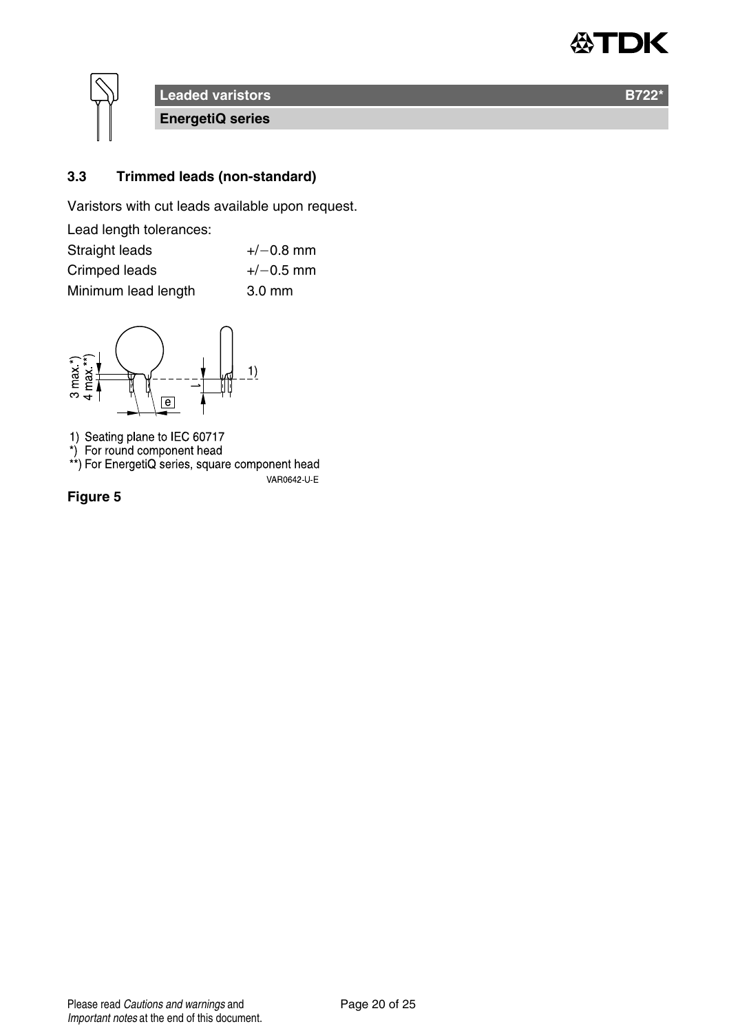### 3.3 Trimmed leads (non-standard)

Varistors with cut leads available upon request.

Lead length tolerances:

| | |
|---|---|
| Straight leads | +/−0.8 mm |
| Crimped leads | +/−0.5 mm |
| Minimum lead length | 3.0 mm |

1) Seating plane to IEC 60717
*) For round component head
**) For EnergetiQ series, square component head

VAR0642-U-E

**Figure 5**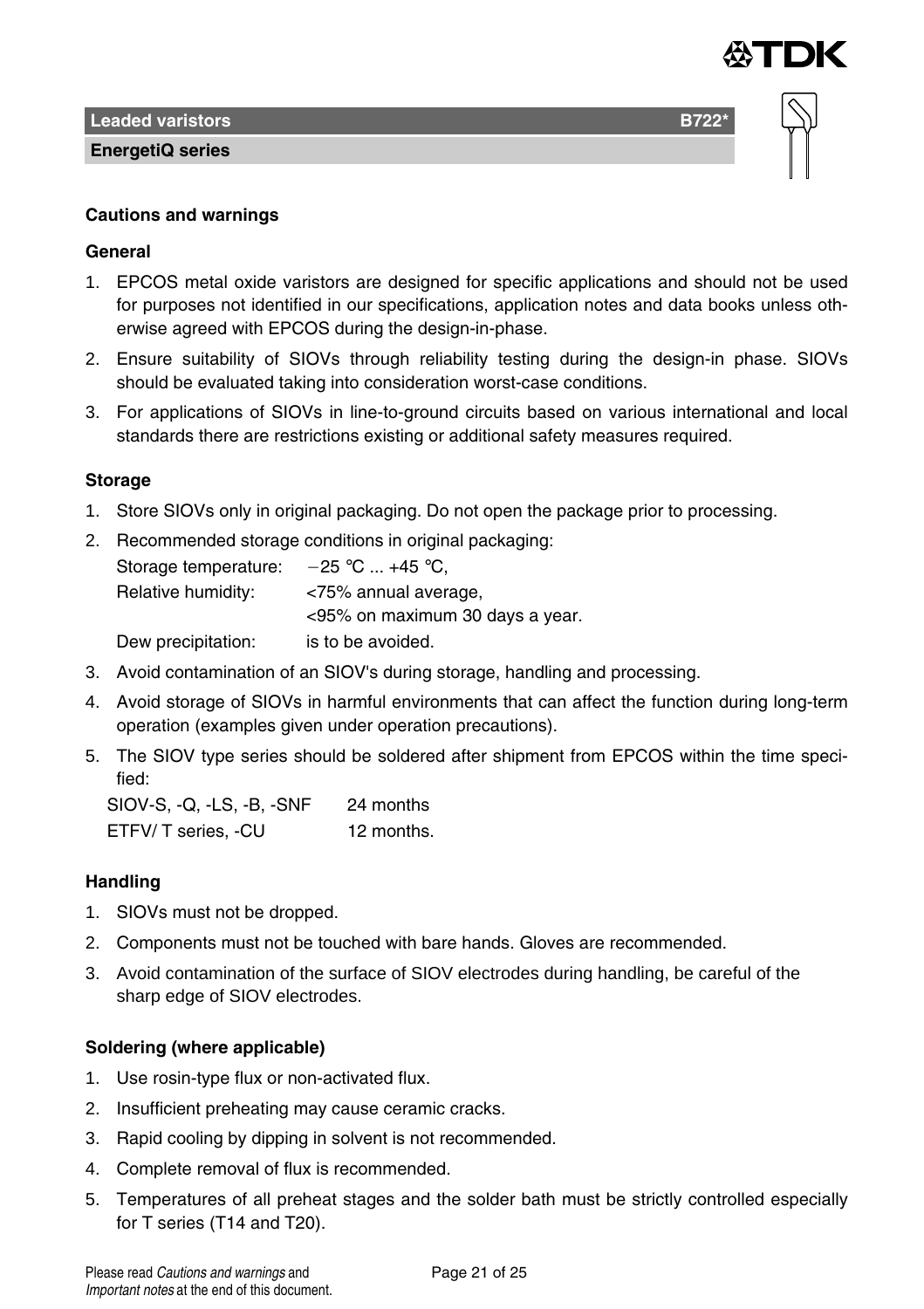**Leaded varistors** **B722***

**EnergetiQ series**

## Cautions and warnings

### General

1. EPCOS metal oxide varistors are designed for specific applications and should not be used for purposes not identified in our specifications, application notes and data books unless otherwise agreed with EPCOS during the design-in-phase.
2. Ensure suitability of SIOVs through reliability testing during the design-in phase. SIOVs should be evaluated taking into consideration worst-case conditions.
3. For applications of SIOVs in line-to-ground circuits based on various international and local standards there are restrictions existing or additional safety measures required.

### Storage

1. Store SIOVs only in original packaging. Do not open the package prior to processing.
2. Recommended storage conditions in original packaging:

   | | |
   |---|---|
   | Storage temperature: | −25 °C ... +45 °C, |
   | Relative humidity: | <75% annual average,<br><95% on maximum 30 days a year. |
   | Dew precipitation: | is to be avoided. |

3. Avoid contamination of an SIOV's during storage, handling and processing.
4. Avoid storage of SIOVs in harmful environments that can affect the function during long-term operation (examples given under operation precautions).
5. The SIOV type series should be soldered after shipment from EPCOS within the time specified:

   | | |
   |---|---|
   | SIOV-S, -Q, -LS, -B, -SNF | 24 months |
   | ETFV/ T series, -CU | 12 months. |

### Handling

1. SIOVs must not be dropped.
2. Components must not be touched with bare hands. Gloves are recommended.
3. Avoid contamination of the surface of SIOV electrodes during handling, be careful of the sharp edge of SIOV electrodes.

### Soldering (where applicable)

1. Use rosin-type flux or non-activated flux.
2. Insufficient preheating may cause ceramic cracks.
3. Rapid cooling by dipping in solvent is not recommended.
4. Complete removal of flux is recommended.
5. Temperatures of all preheat stages and the solder bath must be strictly controlled especially for T series (T14 and T20).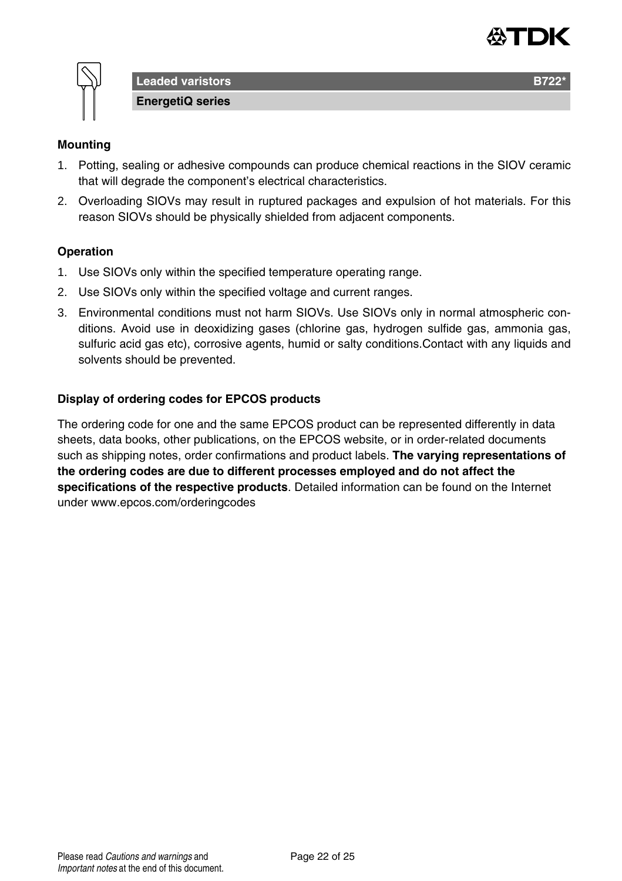## Mounting

1. Potting, sealing or adhesive compounds can produce chemical reactions in the SIOV ceramic that will degrade the component's electrical characteristics.
2. Overloading SIOVs may result in ruptured packages and expulsion of hot materials. For this reason SIOVs should be physically shielded from adjacent components.

## Operation

1. Use SIOVs only within the specified temperature operating range.
2. Use SIOVs only within the specified voltage and current ranges.
3. Environmental conditions must not harm SIOVs. Use SIOVs only in normal atmospheric conditions. Avoid use in deoxidizing gases (chlorine gas, hydrogen sulfide gas, ammonia gas, sulfuric acid gas etc), corrosive agents, humid or salty conditions.Contact with any liquids and solvents should be prevented.

## Display of ordering codes for EPCOS products

The ordering code for one and the same EPCOS product can be represented differently in data sheets, data books, other publications, on the EPCOS website, or in order-related documents such as shipping notes, order confirmations and product labels. **The varying representations of the ordering codes are due to different processes employed and do not affect the specifications of the respective products**. Detailed information can be found on the Internet under www.epcos.com/orderingcodes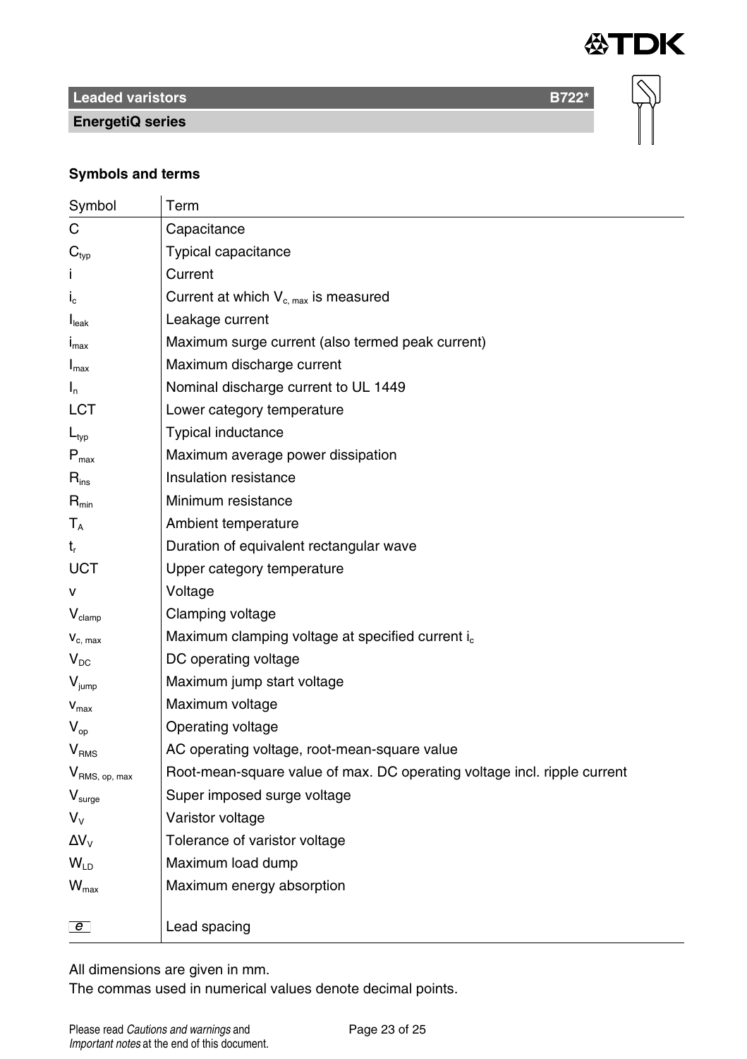## Symbols and terms

| Symbol | Term |
|---|---|
| C | Capacitance |
| $C_{typ}$ | Typical capacitance |
| i | Current |
| $i_c$ | Current at which $V_{c,\,max}$ is measured |
| $I_{leak}$ | Leakage current |
| $i_{max}$ | Maximum surge current (also termed peak current) |
| $I_{max}$ | Maximum discharge current |
| $I_n$ | Nominal discharge current to UL 1449 |
| LCT | Lower category temperature |
| $L_{typ}$ | Typical inductance |
| $P_{max}$ | Maximum average power dissipation |
| $R_{ins}$ | Insulation resistance |
| $R_{min}$ | Minimum resistance |
| $T_A$ | Ambient temperature |
| $t_r$ | Duration of equivalent rectangular wave |
| UCT | Upper category temperature |
| v | Voltage |
| $V_{clamp}$ | Clamping voltage |
| $v_{c,\,max}$ | Maximum clamping voltage at specified current $i_c$ |
| $V_{DC}$ | DC operating voltage |
| $V_{jump}$ | Maximum jump start voltage |
| $v_{max}$ | Maximum voltage |
| $V_{op}$ | Operating voltage |
| $V_{RMS}$ | AC operating voltage, root-mean-square value |
| $V_{RMS,\,op,\,max}$ | Root-mean-square value of max. DC operating voltage incl. ripple current |
| $V_{surge}$ | Super imposed surge voltage |
| $V_V$ | Varistor voltage |
| $\Delta V_V$ | Tolerance of varistor voltage |
| $W_{LD}$ | Maximum load dump |
| $W_{max}$ | Maximum energy absorption |
| e | Lead spacing |

All dimensions are given in mm.
The commas used in numerical values denote decimal points.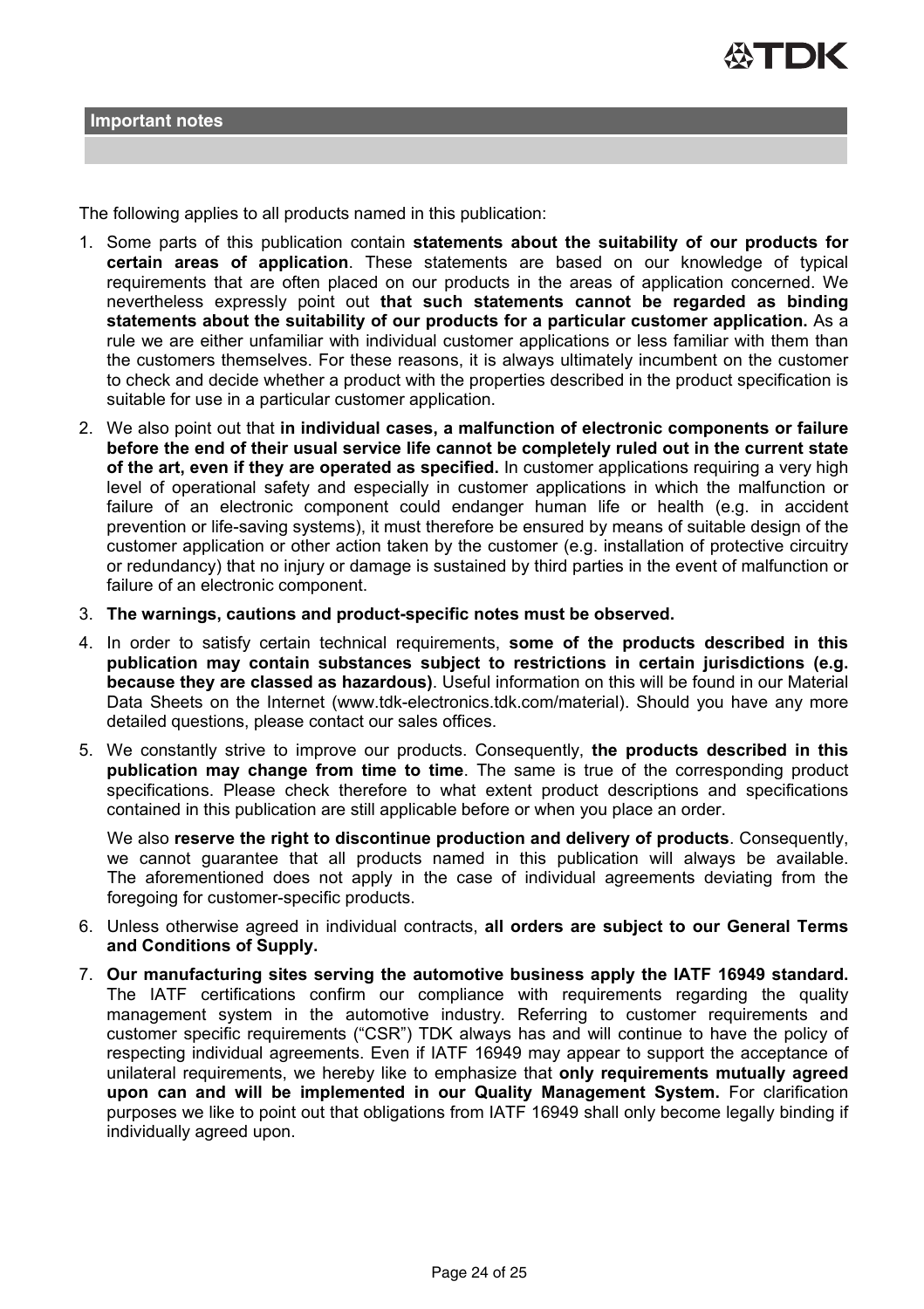## Important notes

The following applies to all products named in this publication:

1. Some parts of this publication contain **statements about the suitability of our products for certain areas of application**. These statements are based on our knowledge of typical requirements that are often placed on our products in the areas of application concerned. We nevertheless expressly point out **that such statements cannot be regarded as binding statements about the suitability of our products for a particular customer application.** As a rule we are either unfamiliar with individual customer applications or less familiar with them than the customers themselves. For these reasons, it is always ultimately incumbent on the customer to check and decide whether a product with the properties described in the product specification is suitable for use in a particular customer application.
2. We also point out that **in individual cases, a malfunction of electronic components or failure before the end of their usual service life cannot be completely ruled out in the current state of the art, even if they are operated as specified.** In customer applications requiring a very high level of operational safety and especially in customer applications in which the malfunction or failure of an electronic component could endanger human life or health (e.g. in accident prevention or life-saving systems), it must therefore be ensured by means of suitable design of the customer application or other action taken by the customer (e.g. installation of protective circuitry or redundancy) that no injury or damage is sustained by third parties in the event of malfunction or failure of an electronic component.
3. **The warnings, cautions and product-specific notes must be observed.**
4. In order to satisfy certain technical requirements, **some of the products described in this publication may contain substances subject to restrictions in certain jurisdictions (e.g. because they are classed as hazardous)**. Useful information on this will be found in our Material Data Sheets on the Internet (www.tdk-electronics.tdk.com/material). Should you have any more detailed questions, please contact our sales offices.
5. We constantly strive to improve our products. Consequently, **the products described in this publication may change from time to time**. The same is true of the corresponding product specifications. Please check therefore to what extent product descriptions and specifications contained in this publication are still applicable before or when you place an order.

   We also **reserve the right to discontinue production and delivery of products**. Consequently, we cannot guarantee that all products named in this publication will always be available. The aforementioned does not apply in the case of individual agreements deviating from the foregoing for customer-specific products.
6. Unless otherwise agreed in individual contracts, **all orders are subject to our General Terms and Conditions of Supply.**
7. **Our manufacturing sites serving the automotive business apply the IATF 16949 standard.** The IATF certifications confirm our compliance with requirements regarding the quality management system in the automotive industry. Referring to customer requirements and customer specific requirements ("CSR") TDK always has and will continue to have the policy of respecting individual agreements. Even if IATF 16949 may appear to support the acceptance of unilateral requirements, we hereby like to emphasize that **only requirements mutually agreed upon can and will be implemented in our Quality Management System.** For clarification purposes we like to point out that obligations from IATF 16949 shall only become legally binding if individually agreed upon.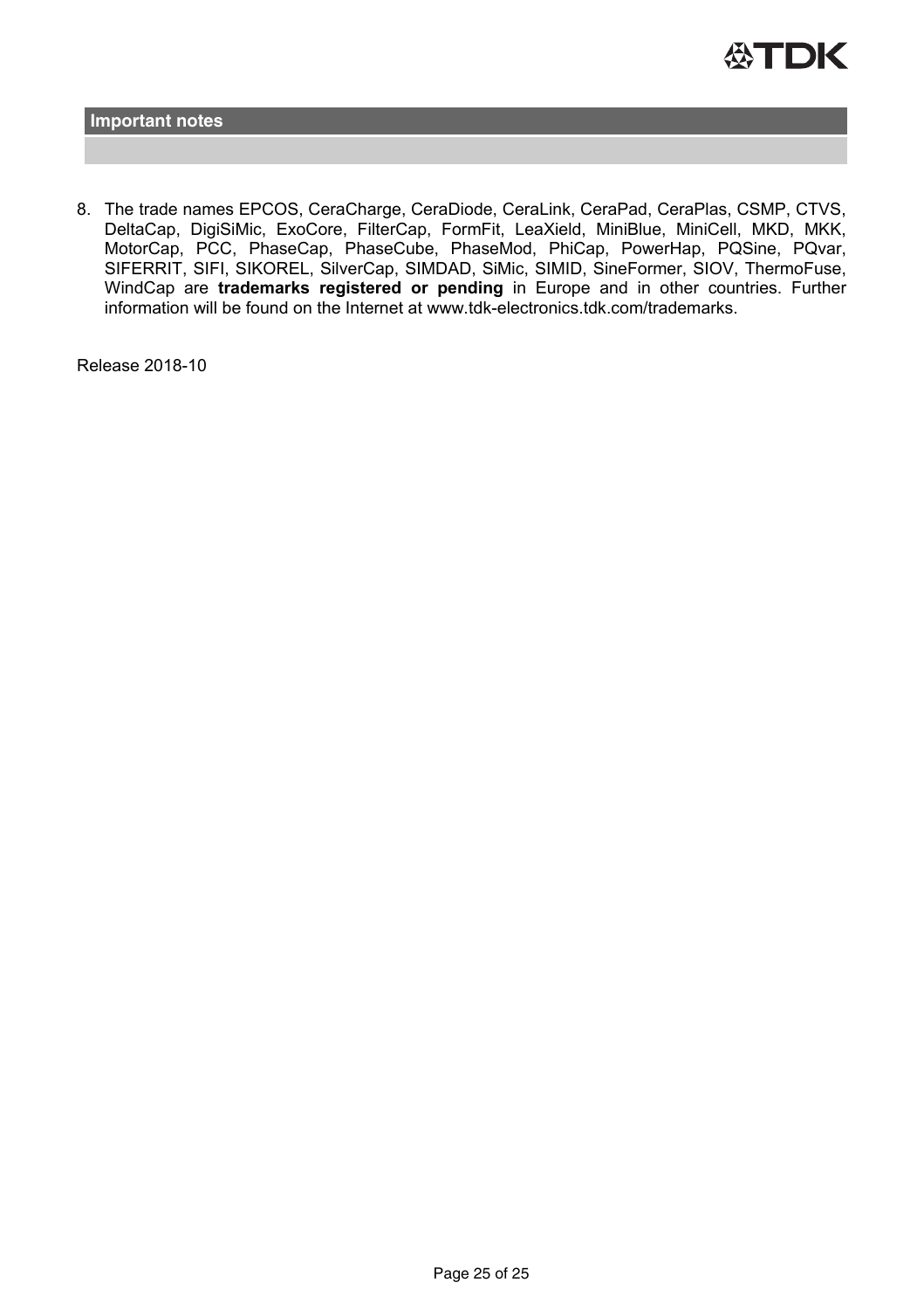## Important notes

8. The trade names EPCOS, CeraCharge, CeraDiode, CeraLink, CeraPad, CeraPlas, CSMP, CTVS, DeltaCap, DigiSiMic, ExoCore, FilterCap, FormFit, LeaXield, MiniBlue, MiniCell, MKD, MKK, MotorCap, PCC, PhaseCap, PhaseCube, PhaseMod, PhiCap, PowerHap, PQSine, PQvar, SIFERRIT, SIFI, SIKOREL, SilverCap, SIMDAD, SiMic, SIMID, SineFormer, SIOV, ThermoFuse, WindCap are **trademarks registered or pending** in Europe and in other countries. Further information will be found on the Internet at www.tdk-electronics.tdk.com/trademarks.

Release 2018-10